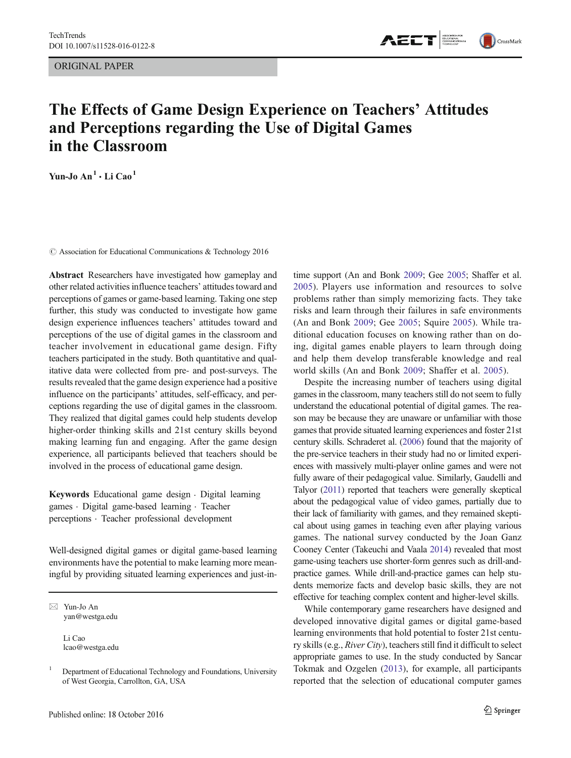ORIGINAL PAPER

# The Effects of Game Design Experience on Teachers' Attitudes and Perceptions regarding the Use of Digital Games in the Classroom

**Yun-Jo An**[1] **· Li Cao**[1]

© Association for Educational Communications & Technology 2016

**Abstract** Researchers have investigated how gameplay and other related activities influence teachers' attitudes toward and perceptions of games or game-based learning. Taking one step further, this study was conducted to investigate how game design experience influences teachers' attitudes toward and perceptions of the use of digital games in the classroom and teacher involvement in educational game design. Fifty teachers participated in the study. Both quantitative and qualitative data were collected from pre- and post-surveys. The results revealed that the game design experience had a positive influence on the participants' attitudes, self-efficacy, and perceptions regarding the use of digital games in the classroom. They realized that digital games could help students develop higher-order thinking skills and 21st century skills beyond making learning fun and engaging. After the game design experience, all participants believed that teachers should be involved in the process of educational game design.

**Keywords** Educational game design · Digital learning games · Digital game-based learning · Teacher perceptions · Teacher professional development

Well-designed digital games or digital game-based learning environments have the potential to make learning more meaningful by providing situated learning experiences and just-in-time support (An and Bonk 2009; Gee 2005; Shaffer et al. 2005). Players use information and resources to solve problems rather than simply memorizing facts. They take risks and learn through their failures in safe environments (An and Bonk 2009; Gee 2005; Squire 2005). While traditional education focuses on knowing rather than on doing, digital games enable players to learn through doing and help them develop transferable knowledge and real world skills (An and Bonk 2009; Shaffer et al. 2005).

Despite the increasing number of teachers using digital games in the classroom, many teachers still do not seem to fully understand the educational potential of digital games. The reason may be because they are unaware or unfamiliar with those games that provide situated learning experiences and foster 21st century skills. Schraderet al. (2006) found that the majority of the pre-service teachers in their study had no or limited experiences with massively multi-player online games and were not fully aware of their pedagogical value. Similarly, Gaudelli and Talyor (2011) reported that teachers were generally skeptical about the pedagogical value of video games, partially due to their lack of familiarity with games, and they remained skeptical about using games in teaching even after playing various games. The national survey conducted by the Joan Ganz Cooney Center (Takeuchi and Vaala 2014) revealed that most game-using teachers use shorter-form genres such as drill-and-practice games. While drill-and-practice games can help students memorize facts and develop basic skills, they are not effective for teaching complex content and higher-level skills.

While contemporary game researchers have designed and developed innovative digital games or digital game-based learning environments that hold potential to foster 21st century skills (e.g., *River City*), teachers still find it difficult to select appropriate games to use. In the study conducted by Sancar Tokmak and Ozgelen (2013), for example, all participants reported that the selection of educational computer games

✉ Yun-Jo An
yan@westga.edu

Li Cao
lcao@westga.edu

[1] Department of Educational Technology and Foundations, University of West Georgia, Carrollton, GA, USA

Published online: 18 October 2016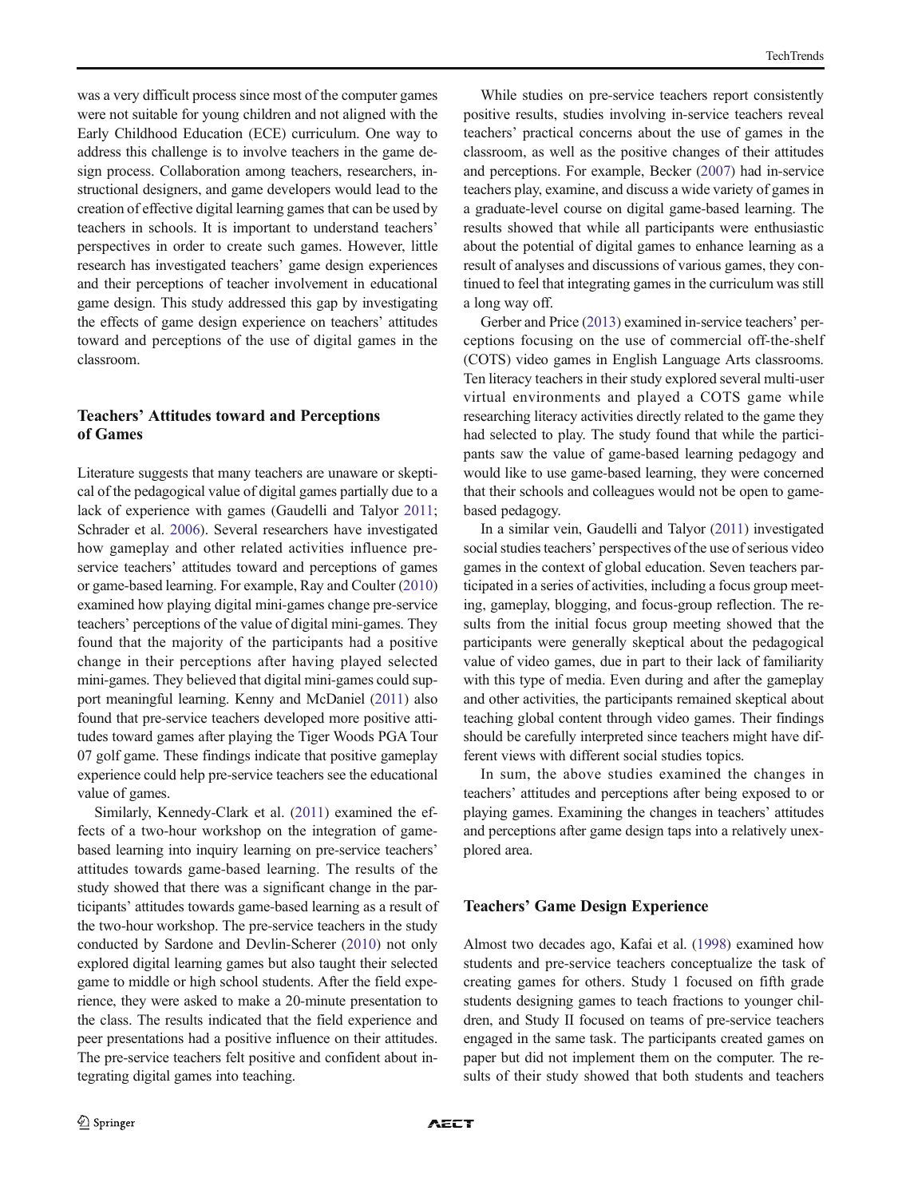was a very difficult process since most of the computer games were not suitable for young children and not aligned with the Early Childhood Education (ECE) curriculum. One way to address this challenge is to involve teachers in the game design process. Collaboration among teachers, researchers, instructional designers, and game developers would lead to the creation of effective digital learning games that can be used by teachers in schools. It is important to understand teachers' perspectives in order to create such games. However, little research has investigated teachers' game design experiences and their perceptions of teacher involvement in educational game design. This study addressed this gap by investigating the effects of game design experience on teachers' attitudes toward and perceptions of the use of digital games in the classroom.

## Teachers' Attitudes toward and Perceptions of Games

Literature suggests that many teachers are unaware or skeptical of the pedagogical value of digital games partially due to a lack of experience with games (Gaudelli and Talyor 2011; Schrader et al. 2006). Several researchers have investigated how gameplay and other related activities influence pre-service teachers' attitudes toward and perceptions of games or game-based learning. For example, Ray and Coulter (2010) examined how playing digital mini-games change pre-service teachers' perceptions of the value of digital mini-games. They found that the majority of the participants had a positive change in their perceptions after having played selected mini-games. They believed that digital mini-games could support meaningful learning. Kenny and McDaniel (2011) also found that pre-service teachers developed more positive attitudes toward games after playing the Tiger Woods PGA Tour 07 golf game. These findings indicate that positive gameplay experience could help pre-service teachers see the educational value of games.

Similarly, Kennedy-Clark et al. (2011) examined the effects of a two-hour workshop on the integration of game-based learning into inquiry learning on pre-service teachers' attitudes towards game-based learning. The results of the study showed that there was a significant change in the participants' attitudes towards game-based learning as a result of the two-hour workshop. The pre-service teachers in the study conducted by Sardone and Devlin-Scherer (2010) not only explored digital learning games but also taught their selected game to middle or high school students. After the field experience, they were asked to make a 20-minute presentation to the class. The results indicated that the field experience and peer presentations had a positive influence on their attitudes. The pre-service teachers felt positive and confident about integrating digital games into teaching.

While studies on pre-service teachers report consistently positive results, studies involving in-service teachers reveal teachers' practical concerns about the use of games in the classroom, as well as the positive changes of their attitudes and perceptions. For example, Becker (2007) had in-service teachers play, examine, and discuss a wide variety of games in a graduate-level course on digital game-based learning. The results showed that while all participants were enthusiastic about the potential of digital games to enhance learning as a result of analyses and discussions of various games, they continued to feel that integrating games in the curriculum was still a long way off.

Gerber and Price (2013) examined in-service teachers' perceptions focusing on the use of commercial off-the-shelf (COTS) video games in English Language Arts classrooms. Ten literacy teachers in their study explored several multi-user virtual environments and played a COTS game while researching literacy activities directly related to the game they had selected to play. The study found that while the participants saw the value of game-based learning pedagogy and would like to use game-based learning, they were concerned that their schools and colleagues would not be open to game-based pedagogy.

In a similar vein, Gaudelli and Talyor (2011) investigated social studies teachers' perspectives of the use of serious video games in the context of global education. Seven teachers participated in a series of activities, including a focus group meeting, gameplay, blogging, and focus-group reflection. The results from the initial focus group meeting showed that the participants were generally skeptical about the pedagogical value of video games, due in part to their lack of familiarity with this type of media. Even during and after the gameplay and other activities, the participants remained skeptical about teaching global content through video games. Their findings should be carefully interpreted since teachers might have different views with different social studies topics.

In sum, the above studies examined the changes in teachers' attitudes and perceptions after being exposed to or playing games. Examining the changes in teachers' attitudes and perceptions after game design taps into a relatively unexplored area.

## Teachers' Game Design Experience

Almost two decades ago, Kafai et al. (1998) examined how students and pre-service teachers conceptualize the task of creating games for others. Study 1 focused on fifth grade students designing games to teach fractions to younger children, and Study II focused on teams of pre-service teachers engaged in the same task. The participants created games on paper but did not implement them on the computer. The results of their study showed that both students and teachers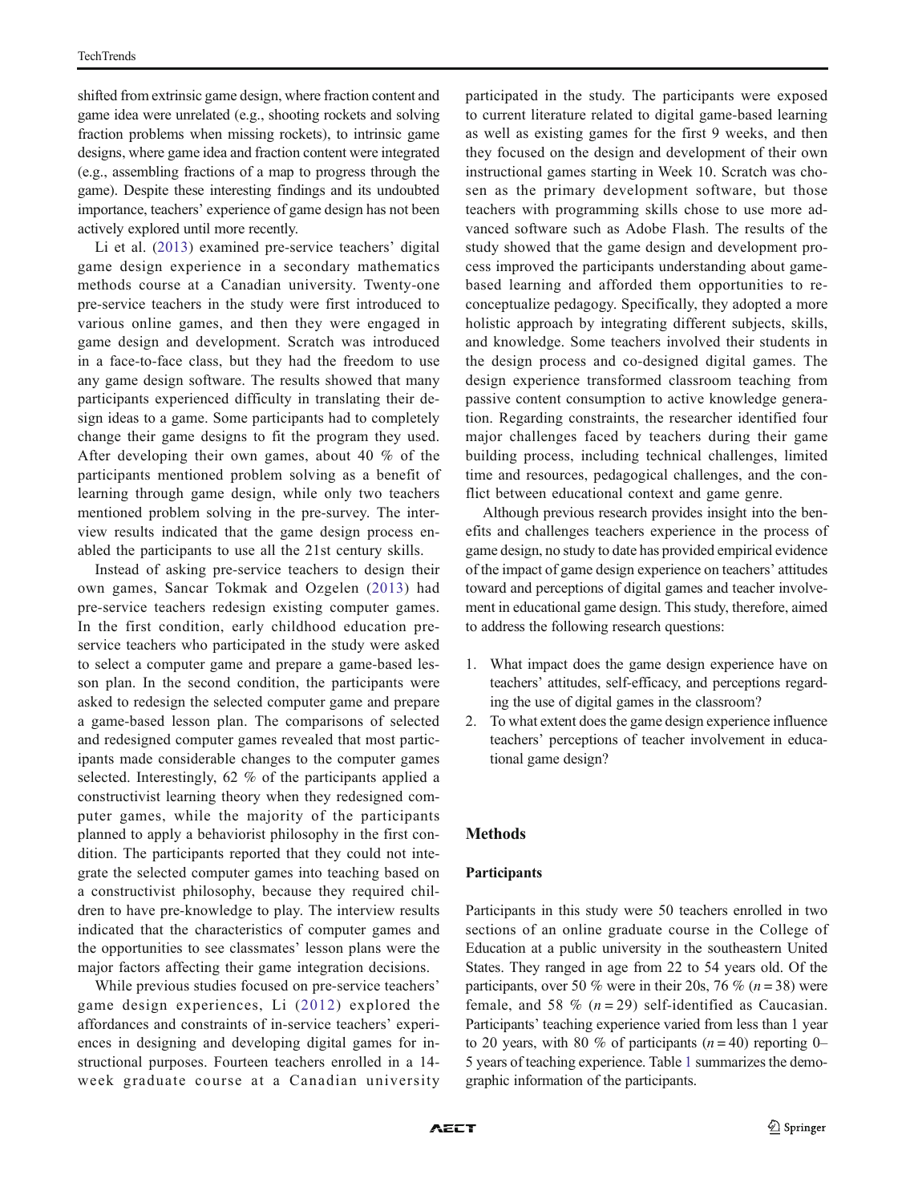shifted from extrinsic game design, where fraction content and game idea were unrelated (e.g., shooting rockets and solving fraction problems when missing rockets), to intrinsic game designs, where game idea and fraction content were integrated (e.g., assembling fractions of a map to progress through the game). Despite these interesting findings and its undoubted importance, teachers' experience of game design has not been actively explored until more recently.

Li et al. (2013) examined pre-service teachers' digital game design experience in a secondary mathematics methods course at a Canadian university. Twenty-one pre-service teachers in the study were first introduced to various online games, and then they were engaged in game design and development. Scratch was introduced in a face-to-face class, but they had the freedom to use any game design software. The results showed that many participants experienced difficulty in translating their design ideas to a game. Some participants had to completely change their game designs to fit the program they used. After developing their own games, about 40 % of the participants mentioned problem solving as a benefit of learning through game design, while only two teachers mentioned problem solving in the pre-survey. The interview results indicated that the game design process enabled the participants to use all the 21st century skills.

Instead of asking pre-service teachers to design their own games, Sancar Tokmak and Ozgelen (2013) had pre-service teachers redesign existing computer games. In the first condition, early childhood education pre-service teachers who participated in the study were asked to select a computer game and prepare a game-based lesson plan. In the second condition, the participants were asked to redesign the selected computer game and prepare a game-based lesson plan. The comparisons of selected and redesigned computer games revealed that most participants made considerable changes to the computer games selected. Interestingly, 62 % of the participants applied a constructivist learning theory when they redesigned computer games, while the majority of the participants planned to apply a behaviorist philosophy in the first condition. The participants reported that they could not integrate the selected computer games into teaching based on a constructivist philosophy, because they required children to have pre-knowledge to play. The interview results indicated that the characteristics of computer games and the opportunities to see classmates' lesson plans were the major factors affecting their game integration decisions.

While previous studies focused on pre-service teachers' game design experiences, Li (2012) explored the affordances and constraints of in-service teachers' experiences in designing and developing digital games for instructional purposes. Fourteen teachers enrolled in a 14-week graduate course at a Canadian university participated in the study. The participants were exposed to current literature related to digital game-based learning as well as existing games for the first 9 weeks, and then they focused on the design and development of their own instructional games starting in Week 10. Scratch was chosen as the primary development software, but those teachers with programming skills chose to use more advanced software such as Adobe Flash. The results of the study showed that the game design and development process improved the participants understanding about game-based learning and afforded them opportunities to reconceptualize pedagogy. Specifically, they adopted a more holistic approach by integrating different subjects, skills, and knowledge. Some teachers involved their students in the design process and co-designed digital games. The design experience transformed classroom teaching from passive content consumption to active knowledge generation. Regarding constraints, the researcher identified four major challenges faced by teachers during their game building process, including technical challenges, limited time and resources, pedagogical challenges, and the conflict between educational context and game genre.

Although previous research provides insight into the benefits and challenges teachers experience in the process of game design, no study to date has provided empirical evidence of the impact of game design experience on teachers' attitudes toward and perceptions of digital games and teacher involvement in educational game design. This study, therefore, aimed to address the following research questions:

1. What impact does the game design experience have on teachers' attitudes, self-efficacy, and perceptions regarding the use of digital games in the classroom?
2. To what extent does the game design experience influence teachers' perceptions of teacher involvement in educational game design?

## Methods

### Participants

Participants in this study were 50 teachers enrolled in two sections of an online graduate course in the College of Education at a public university in the southeastern United States. They ranged in age from 22 to 54 years old. Of the participants, over 50 % were in their 20s, 76 % ($n = 38$) were female, and 58 % ($n = 29$) self-identified as Caucasian. Participants' teaching experience varied from less than 1 year to 20 years, with 80 % of participants ($n = 40$) reporting 0–5 years of teaching experience. Table 1 summarizes the demographic information of the participants.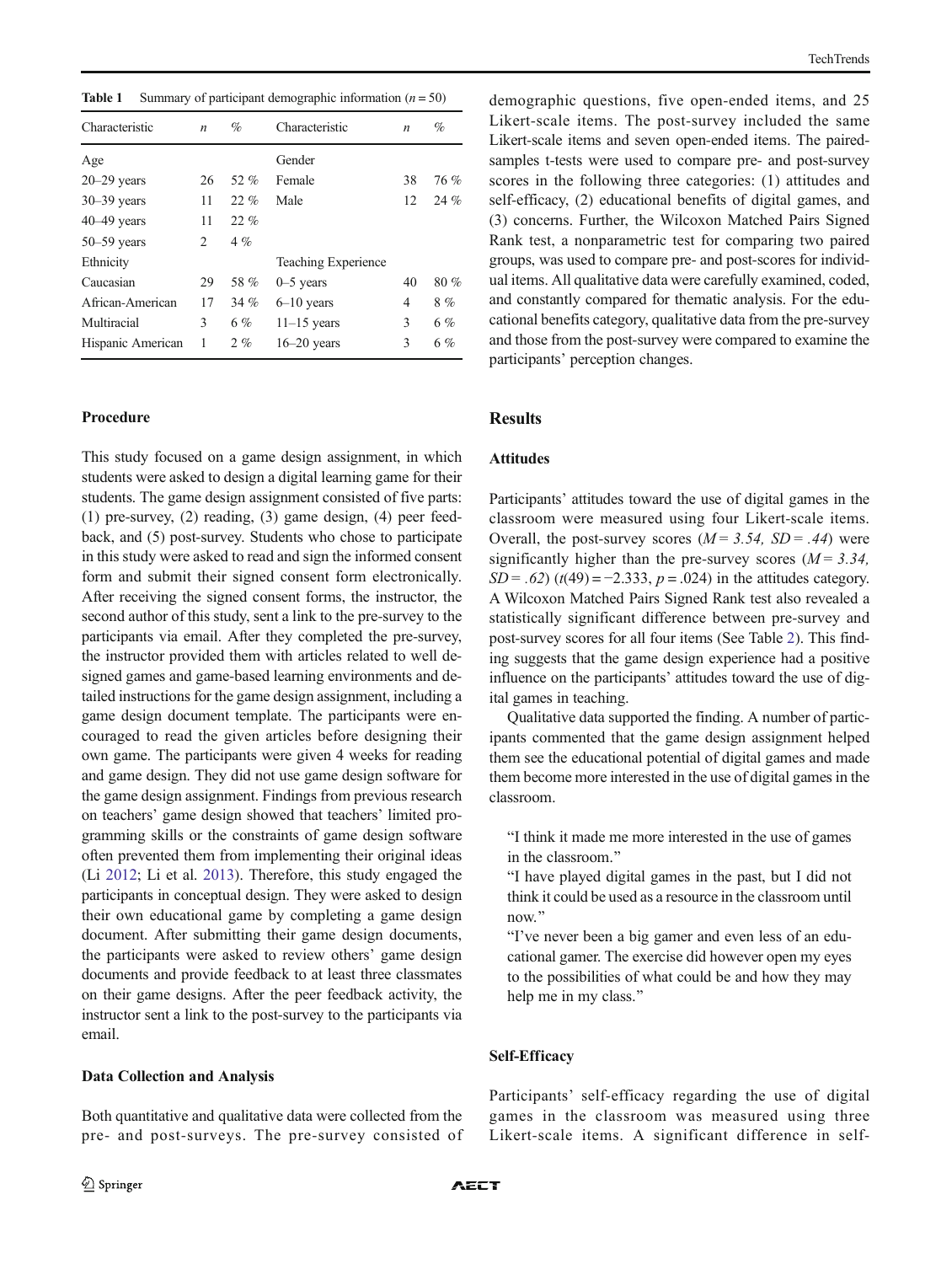**Table 1** Summary of participant demographic information ($n = 50$)

| Characteristic | $n$ | % | Characteristic | $n$ | % |
|---|---|---|---|---|---|
| Age | | | Gender | | |
| 20–29 years | 26 | 52 % | Female | 38 | 76 % |
| 30–39 years | 11 | 22 % | Male | 12 | 24 % |
| 40–49 years | 11 | 22 % | | | |
| 50–59 years | 2 | 4 % | | | |
| Ethnicity | | | Teaching Experience | | |
| Caucasian | 29 | 58 % | 0–5 years | 40 | 80 % |
| African-American | 17 | 34 % | 6–10 years | 4 | 8 % |
| Multiracial | 3 | 6 % | 11–15 years | 3 | 6 % |
| Hispanic American | 1 | 2 % | 16–20 years | 3 | 6 % |

### Procedure

This study focused on a game design assignment, in which students were asked to design a digital learning game for their students. The game design assignment consisted of five parts: (1) pre-survey, (2) reading, (3) game design, (4) peer feedback, and (5) post-survey. Students who chose to participate in this study were asked to read and sign the informed consent form and submit their signed consent form electronically. After receiving the signed consent forms, the instructor, the second author of this study, sent a link to the pre-survey to the participants via email. After they completed the pre-survey, the instructor provided them with articles related to well designed games and game-based learning environments and detailed instructions for the game design assignment, including a game design document template. The participants were encouraged to read the given articles before designing their own game. The participants were given 4 weeks for reading and game design. They did not use game design software for the game design assignment. Findings from previous research on teachers' game design showed that teachers' limited programming skills or the constraints of game design software often prevented them from implementing their original ideas (Li 2012; Li et al. 2013). Therefore, this study engaged the participants in conceptual design. They were asked to design their own educational game by completing a game design document. After submitting their game design documents, the participants were asked to review others' game design documents and provide feedback to at least three classmates on their game designs. After the peer feedback activity, the instructor sent a link to the post-survey to the participants via email.

### Data Collection and Analysis

Both quantitative and qualitative data were collected from the pre- and post-surveys. The pre-survey consisted of demographic questions, five open-ended items, and 25 Likert-scale items. The post-survey included the same Likert-scale items and seven open-ended items. The paired-samples t-tests were used to compare pre- and post-survey scores in the following three categories: (1) attitudes and self-efficacy, (2) educational benefits of digital games, and (3) concerns. Further, the Wilcoxon Matched Pairs Signed Rank test, a nonparametric test for comparing two paired groups, was used to compare pre- and post-scores for individual items. All qualitative data were carefully examined, coded, and constantly compared for thematic analysis. For the educational benefits category, qualitative data from the pre-survey and those from the post-survey were compared to examine the participants' perception changes.

## Results

### Attitudes

Participants' attitudes toward the use of digital games in the classroom were measured using four Likert-scale items. Overall, the post-survey scores ($M = 3.54$, $SD = .44$) were significantly higher than the pre-survey scores ($M = 3.34$, $SD = .62$) ($t(49) = -2.333$, $p = .024$) in the attitudes category. A Wilcoxon Matched Pairs Signed Rank test also revealed a statistically significant difference between pre-survey and post-survey scores for all four items (See Table 2). This finding suggests that the game design experience had a positive influence on the participants' attitudes toward the use of digital games in teaching.

Qualitative data supported the finding. A number of participants commented that the game design assignment helped them see the educational potential of digital games and made them become more interested in the use of digital games in the classroom.

> "I think it made me more interested in the use of games in the classroom."
>
> "I have played digital games in the past, but I did not think it could be used as a resource in the classroom until now."
>
> "I've never been a big gamer and even less of an educational gamer. The exercise did however open my eyes to the possibilities of what could be and how they may help me in my class."

### Self-Efficacy

Participants' self-efficacy regarding the use of digital games in the classroom was measured using three Likert-scale items. A significant difference in self-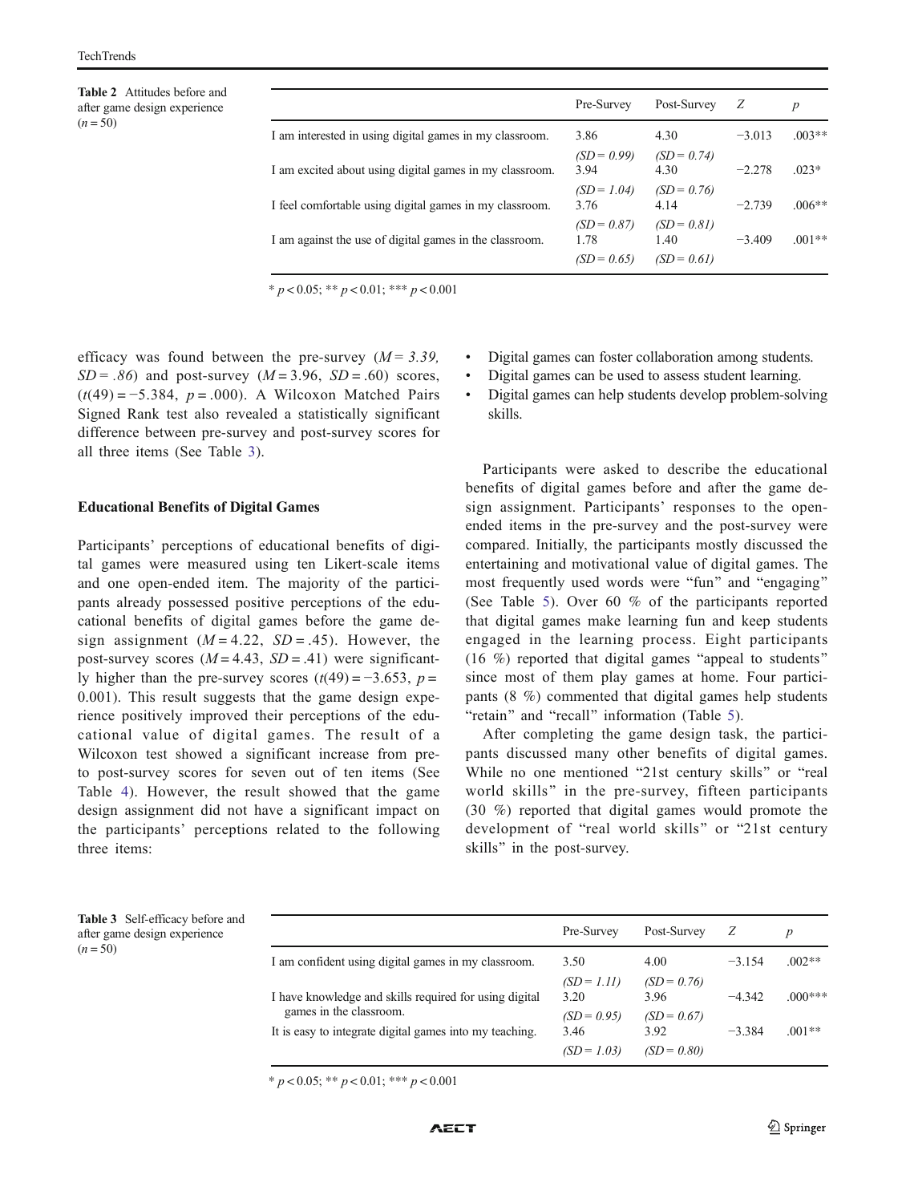Table 2 Attitudes before and after game design experience ($n = 50$)

| | Pre-Survey | Post-Survey | $Z$ | $p$ |
|---|---|---|---|---|
| I am interested in using digital games in my classroom. | 3.86 ($SD = 0.99$) | 4.30 ($SD = 0.74$) | −3.013 | .003** |
| I am excited about using digital games in my classroom. | 3.94 ($SD = 1.04$) | 4.30 ($SD = 0.76$) | −2.278 | .023* |
| I feel comfortable using digital games in my classroom. | 3.76 ($SD = 0.87$) | 4.14 ($SD = 0.81$) | −2.739 | .006** |
| I am against the use of digital games in the classroom. | 1.78 ($SD = 0.65$) | 1.40 ($SD = 0.61$) | −3.409 | .001** |

* $p < 0.05$; ** $p < 0.01$; *** $p < 0.001$

efficacy was found between the pre-survey ($M = 3.39$, $SD = .86$) and post-survey ($M = 3.96$, $SD = .60$) scores, ($t(49) = -5.384$, $p = .000$). A Wilcoxon Matched Pairs Signed Rank test also revealed a statistically significant difference between pre-survey and post-survey scores for all three items (See Table 3).

**Educational Benefits of Digital Games**

Participants' perceptions of educational benefits of digital games were measured using ten Likert-scale items and one open-ended item. The majority of the participants already possessed positive perceptions of the educational benefits of digital games before the game design assignment ($M = 4.22$, $SD = .45$). However, the post-survey scores ($M = 4.43$, $SD = .41$) were significantly higher than the pre-survey scores ($t(49) = -3.653$, $p = 0.001$). This result suggests that the game design experience positively improved their perceptions of the educational value of digital games. The result of a Wilcoxon test showed a significant increase from pre- to post-survey scores for seven out of ten items (See Table 4). However, the result showed that the game design assignment did not have a significant impact on the participants' perceptions related to the following three items:

- Digital games can foster collaboration among students.
- Digital games can be used to assess student learning.
- Digital games can help students develop problem-solving skills.

Participants were asked to describe the educational benefits of digital games before and after the game design assignment. Participants' responses to the open-ended items in the pre-survey and the post-survey were compared. Initially, the participants mostly discussed the entertaining and motivational value of digital games. The most frequently used words were "fun" and "engaging" (See Table 5). Over 60 % of the participants reported that digital games make learning fun and keep students engaged in the learning process. Eight participants (16 %) reported that digital games "appeal to students" since most of them play games at home. Four participants (8 %) commented that digital games help students "retain" and "recall" information (Table 5).

After completing the game design task, the participants discussed many other benefits of digital games. While no one mentioned "21st century skills" or "real world skills" in the pre-survey, fifteen participants (30 %) reported that digital games would promote the development of "real world skills" or "21st century skills" in the post-survey.

Table 3 Self-efficacy before and after game design experience ($n = 50$)

| | Pre-Survey | Post-Survey | $Z$ | $p$ |
|---|---|---|---|---|
| I am confident using digital games in my classroom. | 3.50 ($SD = 1.11$) | 4.00 ($SD = 0.76$) | −3.154 | .002** |
| I have knowledge and skills required for using digital games in the classroom. | 3.20 ($SD = 0.95$) | 3.96 ($SD = 0.67$) | −4.342 | .000*** |
| It is easy to integrate digital games into my teaching. | 3.46 ($SD = 1.03$) | 3.92 ($SD = 0.80$) | −3.384 | .001** |

* $p < 0.05$; ** $p < 0.01$; *** $p < 0.001$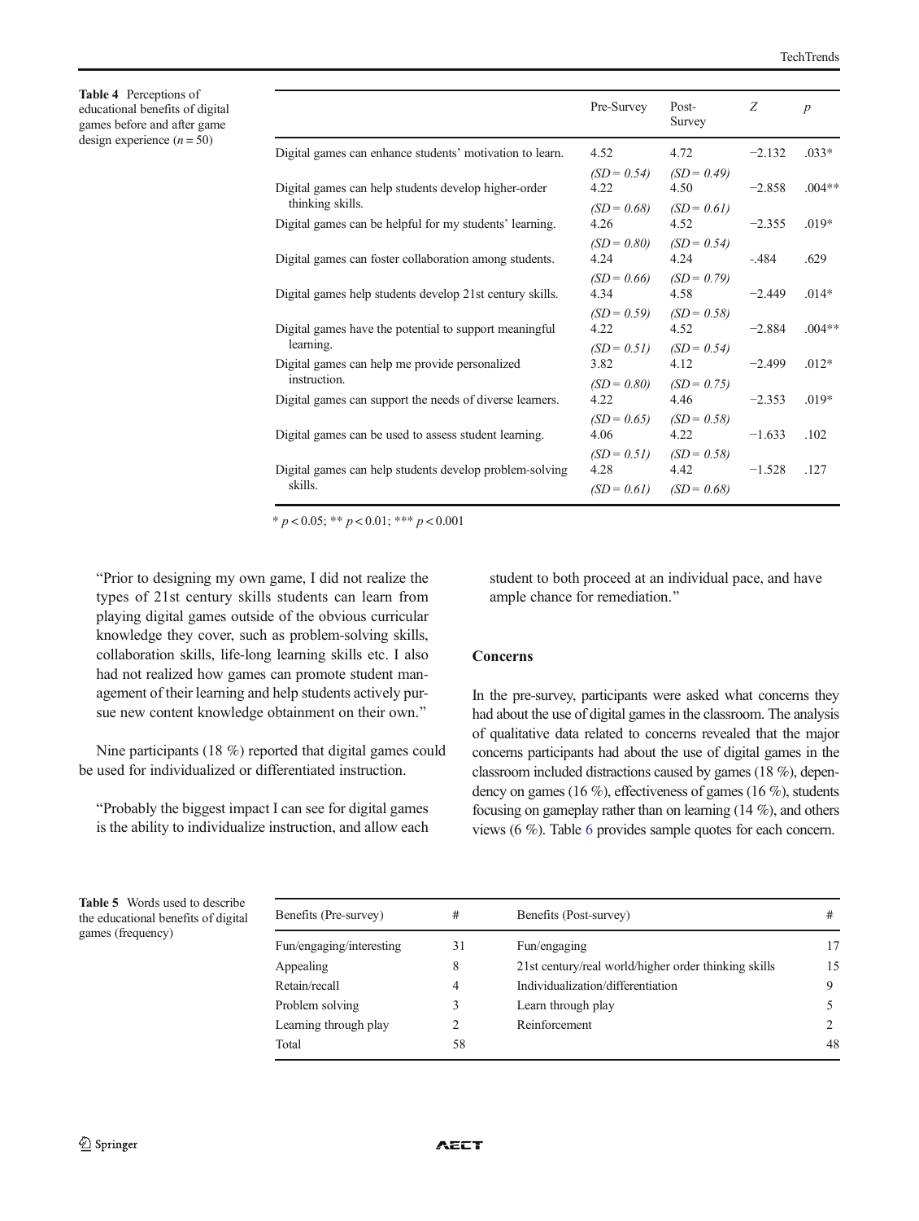**Table 4** Perceptions of educational benefits of digital games before and after game design experience ($n = 50$)

| | Pre-Survey | Post-Survey | $Z$ | $p$ |
|---|---|---|---|---|
| Digital games can enhance students' motivation to learn. | 4.52 ($SD = 0.54$) | 4.72 ($SD = 0.49$) | −2.132 | .033* |
| Digital games can help students develop higher-order thinking skills. | 4.22 ($SD = 0.68$) | 4.50 ($SD = 0.61$) | −2.858 | .004** |
| Digital games can be helpful for my students' learning. | 4.26 ($SD = 0.80$) | 4.52 ($SD = 0.54$) | −2.355 | .019* |
| Digital games can foster collaboration among students. | 4.24 ($SD = 0.66$) | 4.24 ($SD = 0.79$) | -.484 | .629 |
| Digital games help students develop 21st century skills. | 4.34 ($SD = 0.59$) | 4.58 ($SD = 0.58$) | −2.449 | .014* |
| Digital games have the potential to support meaningful learning. | 4.22 ($SD = 0.51$) | 4.52 ($SD = 0.54$) | −2.884 | .004** |
| Digital games can help me provide personalized instruction. | 3.82 ($SD = 0.80$) | 4.12 ($SD = 0.75$) | −2.499 | .012* |
| Digital games can support the needs of diverse learners. | 4.22 ($SD = 0.65$) | 4.46 ($SD = 0.58$) | −2.353 | .019* |
| Digital games can be used to assess student learning. | 4.06 ($SD = 0.51$) | 4.22 ($SD = 0.58$) | −1.633 | .102 |
| Digital games can help students develop problem-solving skills. | 4.28 ($SD = 0.61$) | 4.42 ($SD = 0.68$) | −1.528 | .127 |

* $p < 0.05$; ** $p < 0.01$; *** $p < 0.001$

"Prior to designing my own game, I did not realize the types of 21st century skills students can learn from playing digital games outside of the obvious curricular knowledge they cover, such as problem-solving skills, collaboration skills, life-long learning skills etc. I also had not realized how games can promote student management of their learning and help students actively pursue new content knowledge obtainment on their own."

Nine participants (18 %) reported that digital games could be used for individualized or differentiated instruction.

"Probably the biggest impact I can see for digital games is the ability to individualize instruction, and allow each student to both proceed at an individual pace, and have ample chance for remediation."

### Concerns

In the pre-survey, participants were asked what concerns they had about the use of digital games in the classroom. The analysis of qualitative data related to concerns revealed that the major concerns participants had about the use of digital games in the classroom included distractions caused by games (18 %), dependency on games (16 %), effectiveness of games (16 %), students focusing on gameplay rather than on learning (14 %), and others views (6 %). Table 6 provides sample quotes for each concern.

**Table 5** Words used to describe the educational benefits of digital games (frequency)

| Benefits (Pre-survey) | # | Benefits (Post-survey) | # |
|---|---|---|---|
| Fun/engaging/interesting | 31 | Fun/engaging | 17 |
| Appealing | 8 | 21st century/real world/higher order thinking skills | 15 |
| Retain/recall | 4 | Individualization/differentiation | 9 |
| Problem solving | 3 | Learn through play | 5 |
| Learning through play | 2 | Reinforcement | 2 |
| Total | 58 | | 48 |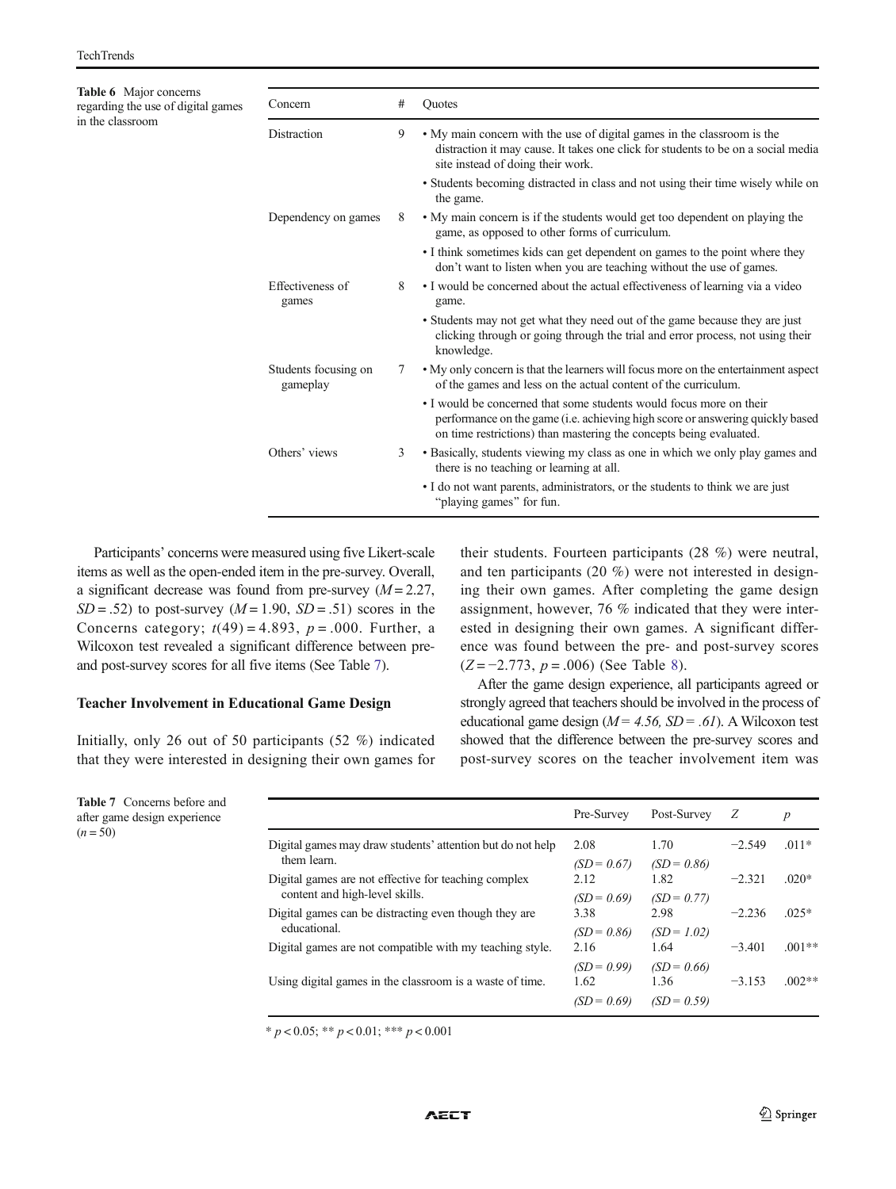**Table 6** Major concerns regarding the use of digital games in the classroom

| Concern | # | Quotes |
| --- | --- | --- |
| Distraction | 9 | • My main concern with the use of digital games in the classroom is the distraction it may cause. It takes one click for students to be on a social media site instead of doing their work. |
| | | • Students becoming distracted in class and not using their time wisely while on the game. |
| Dependency on games | 8 | • My main concern is if the students would get too dependent on playing the game, as opposed to other forms of curriculum. |
| | | • I think sometimes kids can get dependent on games to the point where they don't want to listen when you are teaching without the use of games. |
| Effectiveness of games | 8 | • I would be concerned about the actual effectiveness of learning via a video game. |
| | | • Students may not get what they need out of the game because they are just clicking through or going through the trial and error process, not using their knowledge. |
| Students focusing on gameplay | 7 | • My only concern is that the learners will focus more on the entertainment aspect of the games and less on the actual content of the curriculum. |
| | | • I would be concerned that some students would focus more on their performance on the game (i.e. achieving high score or answering quickly based on time restrictions) than mastering the concepts being evaluated. |
| Others' views | 3 | • Basically, students viewing my class as one in which we only play games and there is no teaching or learning at all. |
| | | • I do not want parents, administrators, or the students to think we are just "playing games" for fun. |

Participants' concerns were measured using five Likert-scale items as well as the open-ended item in the pre-survey. Overall, a significant decrease was found from pre-survey ($M = 2.27$, $SD = .52$) to post-survey ($M = 1.90$, $SD = .51$) scores in the Concerns category; $t(49) = 4.893$, $p = .000$. Further, a Wilcoxon test revealed a significant difference between pre- and post-survey scores for all five items (See Table 7).

### Teacher Involvement in Educational Game Design

Initially, only 26 out of 50 participants (52 %) indicated that they were interested in designing their own games for their students. Fourteen participants (28 %) were neutral, and ten participants (20 %) were not interested in designing their own games. After completing the game design assignment, however, 76 % indicated that they were interested in designing their own games. A significant difference was found between the pre- and post-survey scores ($Z = -2.773$, $p = .006$) (See Table 8).

After the game design experience, all participants agreed or strongly agreed that teachers should be involved in the process of educational game design (*$M = 4.56$, $SD = .61$*). A Wilcoxon test showed that the difference between the pre-survey scores and post-survey scores on the teacher involvement item was

**Table 7** Concerns before and after game design experience ($n = 50$)

| | Pre-Survey | Post-Survey | $Z$ | $p$ |
| --- | --- | --- | --- | --- |
| Digital games may draw students' attention but do not help them learn. | 2.08 *(SD = 0.67)* | 1.70 *(SD = 0.86)* | −2.549 | .011* |
| Digital games are not effective for teaching complex content and high-level skills. | 2.12 *(SD = 0.69)* | 1.82 *(SD = 0.77)* | −2.321 | .020* |
| Digital games can be distracting even though they are educational. | 3.38 *(SD = 0.86)* | 2.98 *(SD = 1.02)* | −2.236 | .025* |
| Digital games are not compatible with my teaching style. | 2.16 *(SD = 0.99)* | 1.64 *(SD = 0.66)* | −3.401 | .001** |
| Using digital games in the classroom is a waste of time. | 1.62 *(SD = 0.69)* | 1.36 *(SD = 0.59)* | −3.153 | .002** |

* $p < 0.05$; ** $p < 0.01$; *** $p < 0.001$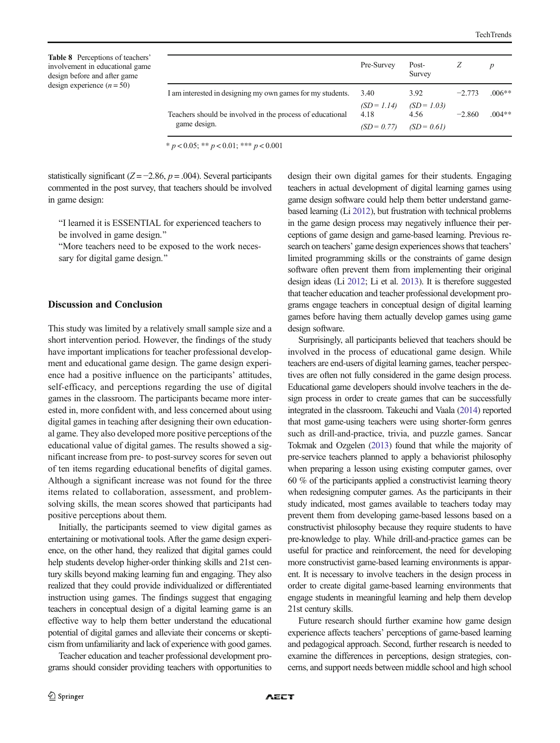**Table 8** Perceptions of teachers' involvement in educational game design before and after game design experience ($n = 50$)

| | Pre-Survey | Post-Survey | $Z$ | $p$ |
|---|---|---|---|---|
| I am interested in designing my own games for my students. | 3.40 (*SD* = 1.14) | 3.92 (*SD* = 1.03) | −2.773 | .006** |
| Teachers should be involved in the process of educational game design. | 4.18 (*SD* = 0.77) | 4.56 (*SD* = 0.61) | −2.860 | .004** |

* $p < 0.05$; ** $p < 0.01$; *** $p < 0.001$

statistically significant ($Z = -2.86$, $p = .004$). Several participants commented in the post survey, that teachers should be involved in game design:

> "I learned it is ESSENTIAL for experienced teachers to be involved in game design."
> "More teachers need to be exposed to the work necessary for digital game design."

## Discussion and Conclusion

This study was limited by a relatively small sample size and a short intervention period. However, the findings of the study have important implications for teacher professional development and educational game design. The game design experience had a positive influence on the participants' attitudes, self-efficacy, and perceptions regarding the use of digital games in the classroom. The participants became more interested in, more confident with, and less concerned about using digital games in teaching after designing their own educational game. They also developed more positive perceptions of the educational value of digital games. The results showed a significant increase from pre- to post-survey scores for seven out of ten items regarding educational benefits of digital games. Although a significant increase was not found for the three items related to collaboration, assessment, and problem-solving skills, the mean scores showed that participants had positive perceptions about them.

Initially, the participants seemed to view digital games as entertaining or motivational tools. After the game design experience, on the other hand, they realized that digital games could help students develop higher-order thinking skills and 21st century skills beyond making learning fun and engaging. They also realized that they could provide individualized or differentiated instruction using games. The findings suggest that engaging teachers in conceptual design of a digital learning game is an effective way to help them better understand the educational potential of digital games and alleviate their concerns or skepticism from unfamiliarity and lack of experience with good games.

Teacher education and teacher professional development programs should consider providing teachers with opportunities to design their own digital games for their students. Engaging teachers in actual development of digital learning games using game design software could help them better understand game-based learning (Li 2012), but frustration with technical problems in the game design process may negatively influence their perceptions of game design and game-based learning. Previous research on teachers' game design experiences shows that teachers' limited programming skills or the constraints of game design software often prevent them from implementing their original design ideas (Li 2012; Li et al. 2013). It is therefore suggested that teacher education and teacher professional development programs engage teachers in conceptual design of digital learning games before having them actually develop games using game design software.

Surprisingly, all participants believed that teachers should be involved in the process of educational game design. While teachers are end-users of digital learning games, teacher perspectives are often not fully considered in the game design process. Educational game developers should involve teachers in the design process in order to create games that can be successfully integrated in the classroom. Takeuchi and Vaala (2014) reported that most game-using teachers were using shorter-form genres such as drill-and-practice, trivia, and puzzle games. Sancar Tokmak and Ozgelen (2013) found that while the majority of pre-service teachers planned to apply a behaviorist philosophy when preparing a lesson using existing computer games, over 60 % of the participants applied a constructivist learning theory when redesigning computer games. As the participants in their study indicated, most games available to teachers today may prevent them from developing game-based lessons based on a constructivist philosophy because they require students to have pre-knowledge to play. While drill-and-practice games can be useful for practice and reinforcement, the need for developing more constructivist game-based learning environments is apparent. It is necessary to involve teachers in the design process in order to create digital game-based learning environments that engage students in meaningful learning and help them develop 21st century skills.

Future research should further examine how game design experience affects teachers' perceptions of game-based learning and pedagogical approach. Second, further research is needed to examine the differences in perceptions, design strategies, concerns, and support needs between middle school and high school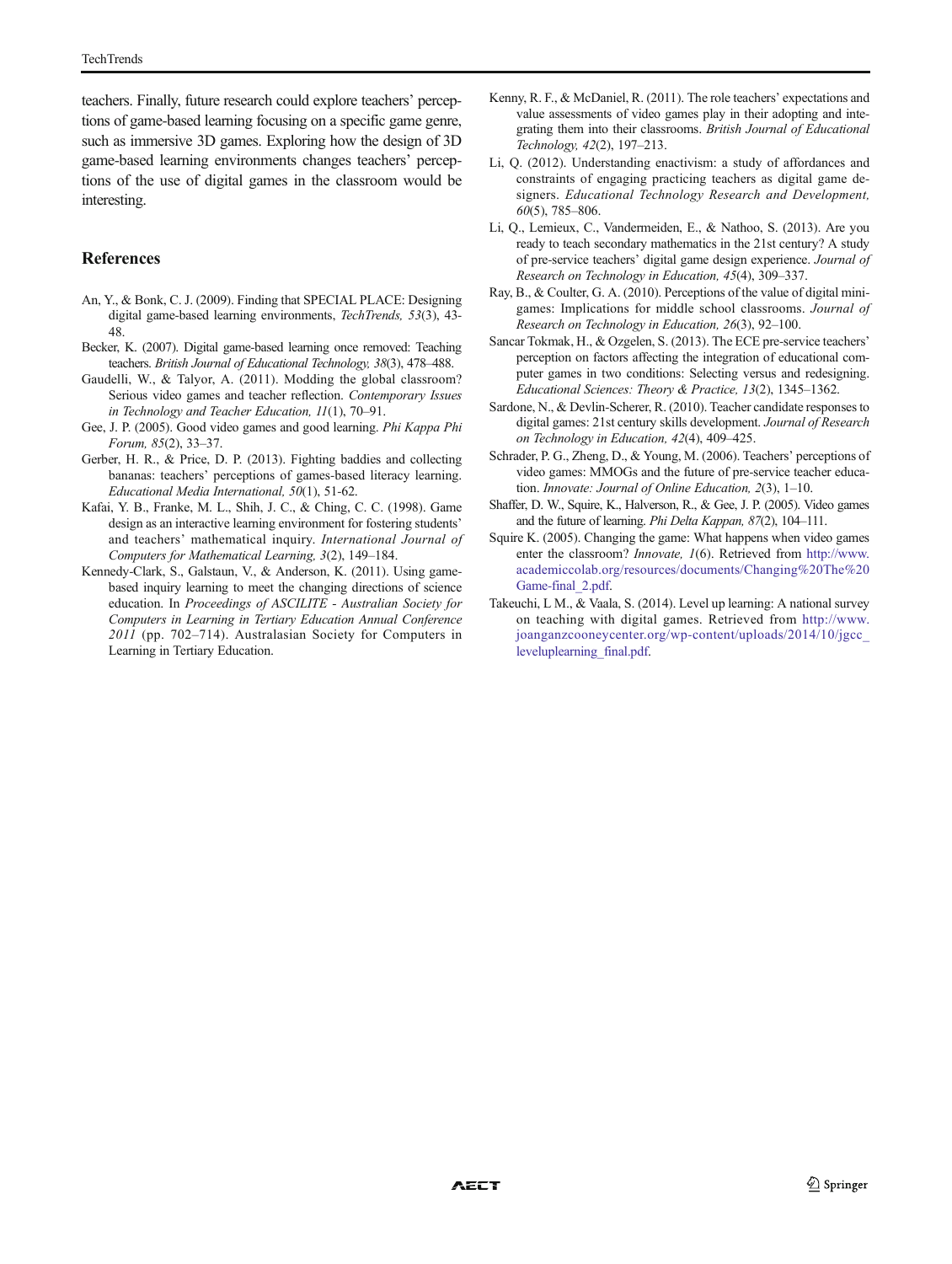teachers. Finally, future research could explore teachers' perceptions of game-based learning focusing on a specific game genre, such as immersive 3D games. Exploring how the design of 3D game-based learning environments changes teachers' perceptions of the use of digital games in the classroom would be interesting.

## References

An, Y., & Bonk, C. J. (2009). Finding that SPECIAL PLACE: Designing digital game-based learning environments, *TechTrends, 53*(3), 43-48.

Becker, K. (2007). Digital game-based learning once removed: Teaching teachers. *British Journal of Educational Technology, 38*(3), 478–488.

Gaudelli, W., & Talyor, A. (2011). Modding the global classroom? Serious video games and teacher reflection. *Contemporary Issues in Technology and Teacher Education, 11*(1), 70–91.

Gee, J. P. (2005). Good video games and good learning. *Phi Kappa Phi Forum, 85*(2), 33–37.

Gerber, H. R., & Price, D. P. (2013). Fighting baddies and collecting bananas: teachers' perceptions of games-based literacy learning. *Educational Media International, 50*(1), 51-62.

Kafai, Y. B., Franke, M. L., Shih, J. C., & Ching, C. C. (1998). Game design as an interactive learning environment for fostering students' and teachers' mathematical inquiry. *International Journal of Computers for Mathematical Learning, 3*(2), 149–184.

Kennedy-Clark, S., Galstaun, V., & Anderson, K. (2011). Using game-based inquiry learning to meet the changing directions of science education. In *Proceedings of ASCILITE - Australian Society for Computers in Learning in Tertiary Education Annual Conference 2011* (pp. 702–714). Australasian Society for Computers in Learning in Tertiary Education.

Kenny, R. F., & McDaniel, R. (2011). The role teachers' expectations and value assessments of video games play in their adopting and integrating them into their classrooms. *British Journal of Educational Technology, 42*(2), 197–213.

Li, Q. (2012). Understanding enactivism: a study of affordances and constraints of engaging practicing teachers as digital game designers. *Educational Technology Research and Development, 60*(5), 785–806.

Li, Q., Lemieux, C., Vandermeiden, E., & Nathoo, S. (2013). Are you ready to teach secondary mathematics in the 21st century? A study of pre-service teachers' digital game design experience. *Journal of Research on Technology in Education, 45*(4), 309–337.

Ray, B., & Coulter, G. A. (2010). Perceptions of the value of digital mini-games: Implications for middle school classrooms. *Journal of Research on Technology in Education, 26*(3), 92–100.

Sancar Tokmak, H., & Ozgelen, S. (2013). The ECE pre-service teachers' perception on factors affecting the integration of educational computer games in two conditions: Selecting versus and redesigning. *Educational Sciences: Theory & Practice, 13*(2), 1345–1362.

Sardone, N., & Devlin-Scherer, R. (2010). Teacher candidate responses to digital games: 21st century skills development. *Journal of Research on Technology in Education, 42*(4), 409–425.

Schrader, P. G., Zheng, D., & Young, M. (2006). Teachers' perceptions of video games: MMOGs and the future of pre-service teacher education. *Innovate: Journal of Online Education, 2*(3), 1–10.

Shaffer, D. W., Squire, K., Halverson, R., & Gee, J. P. (2005). Video games and the future of learning. *Phi Delta Kappan, 87*(2), 104–111.

Squire K. (2005). Changing the game: What happens when video games enter the classroom? *Innovate, 1*(6). Retrieved from http://www.academiccolab.org/resources/documents/Changing%20The%20Game-final_2.pdf.

Takeuchi, L M., & Vaala, S. (2014). Level up learning: A national survey on teaching with digital games. Retrieved from http://www.joanganzcooneycenter.org/wp-content/uploads/2014/10/jgcc_leveluplearning_final.pdf.